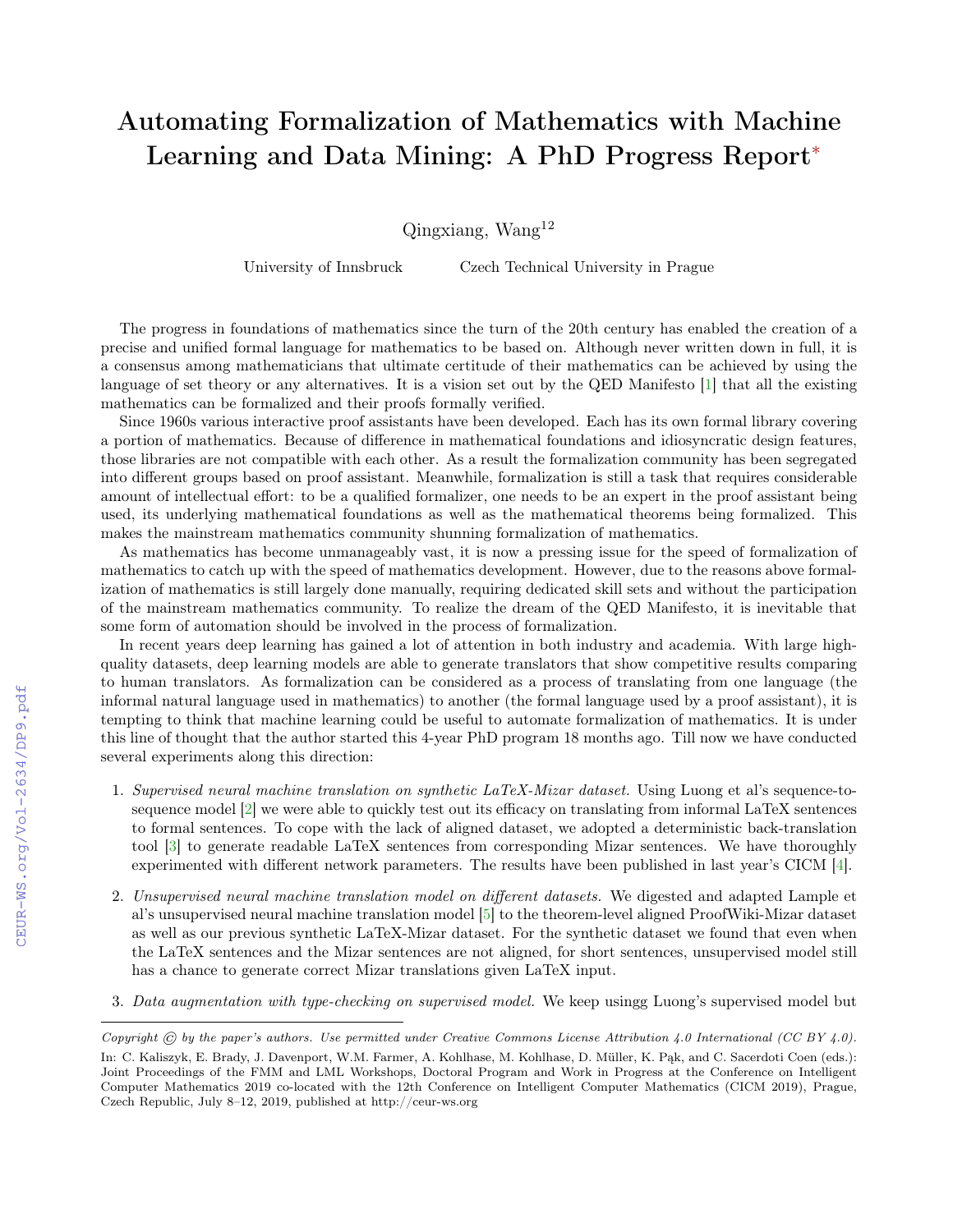# Automating Formalization of Mathematics with Machine Learning and Data Mining: A PhD Progress Report*

Qingxiang, Wang[12]

University of Innsbruck Czech Technical University in Prague

The progress in foundations of mathematics since the turn of the 20th century has enabled the creation of a precise and unified formal language for mathematics to be based on. Although never written down in full, it is a consensus among mathematicians that ultimate certitude of their mathematics can be achieved by using the language of set theory or any alternatives. It is a vision set out by the QED Manifesto [1] that all the existing mathematics can be formalized and their proofs formally verified.

Since 1960s various interactive proof assistants have been developed. Each has its own formal library covering a portion of mathematics. Because of difference in mathematical foundations and idiosyncratic design features, those libraries are not compatible with each other. As a result the formalization community has been segregated into different groups based on proof assistant. Meanwhile, formalization is still a task that requires considerable amount of intellectual effort: to be a qualified formalizer, one needs to be an expert in the proof assistant being used, its underlying mathematical foundations as well as the mathematical theorems being formalized. This makes the mainstream mathematics community shunning formalization of mathematics.

As mathematics has become unmanageably vast, it is now a pressing issue for the speed of formalization of mathematics to catch up with the speed of mathematics development. However, due to the reasons above formalization of mathematics is still largely done manually, requiring dedicated skill sets and without the participation of the mainstream mathematics community. To realize the dream of the QED Manifesto, it is inevitable that some form of automation should be involved in the process of formalization.

In recent years deep learning has gained a lot of attention in both industry and academia. With large high-quality datasets, deep learning models are able to generate translators that show competitive results comparing to human translators. As formalization can be considered as a process of translating from one language (the informal natural language used in mathematics) to another (the formal language used by a proof assistant), it is tempting to think that machine learning could be useful to automate formalization of mathematics. It is under this line of thought that the author started this 4-year PhD program 18 months ago. Till now we have conducted several experiments along this direction:

1. *Supervised neural machine translation on synthetic LaTeX-Mizar dataset.* Using Luong et al's sequence-to-sequence model [2] we were able to quickly test out its efficacy on translating from informal LaTeX sentences to formal sentences. To cope with the lack of aligned dataset, we adopted a deterministic back-translation tool [3] to generate readable LaTeX sentences from corresponding Mizar sentences. We have thoroughly experimented with different network parameters. The results have been published in last year's CICM [4].

2. *Unsupervised neural machine translation model on different datasets.* We digested and adapted Lample et al's unsupervised neural machine translation model [5] to the theorem-level aligned ProofWiki-Mizar dataset as well as our previous synthetic LaTeX-Mizar dataset. For the synthetic dataset we found that even when the LaTeX sentences and the Mizar sentences are not aligned, for short sentences, unsupervised model still has a chance to generate correct Mizar translations given LaTeX input.

3. *Data augmentation with type-checking on supervised model.* We keep usingg Luong's supervised model but

---

Copyright © by the paper's authors. Use permitted under Creative Commons License Attribution 4.0 International (CC BY 4.0).
In: C. Kaliszyk, E. Brady, J. Davenport, W.M. Farmer, A. Kohlhase, M. Kohlhase, D. Müller, K. Pąk, and C. Sacerdoti Coen (eds.): Joint Proceedings of the FMM and LML Workshops, Doctoral Program and Work in Progress at the Conference on Intelligent Computer Mathematics 2019 co-located with the 12th Conference on Intelligent Computer Mathematics (CICM 2019), Prague, Czech Republic, July 8–12, 2019, published at http://ceur-ws.org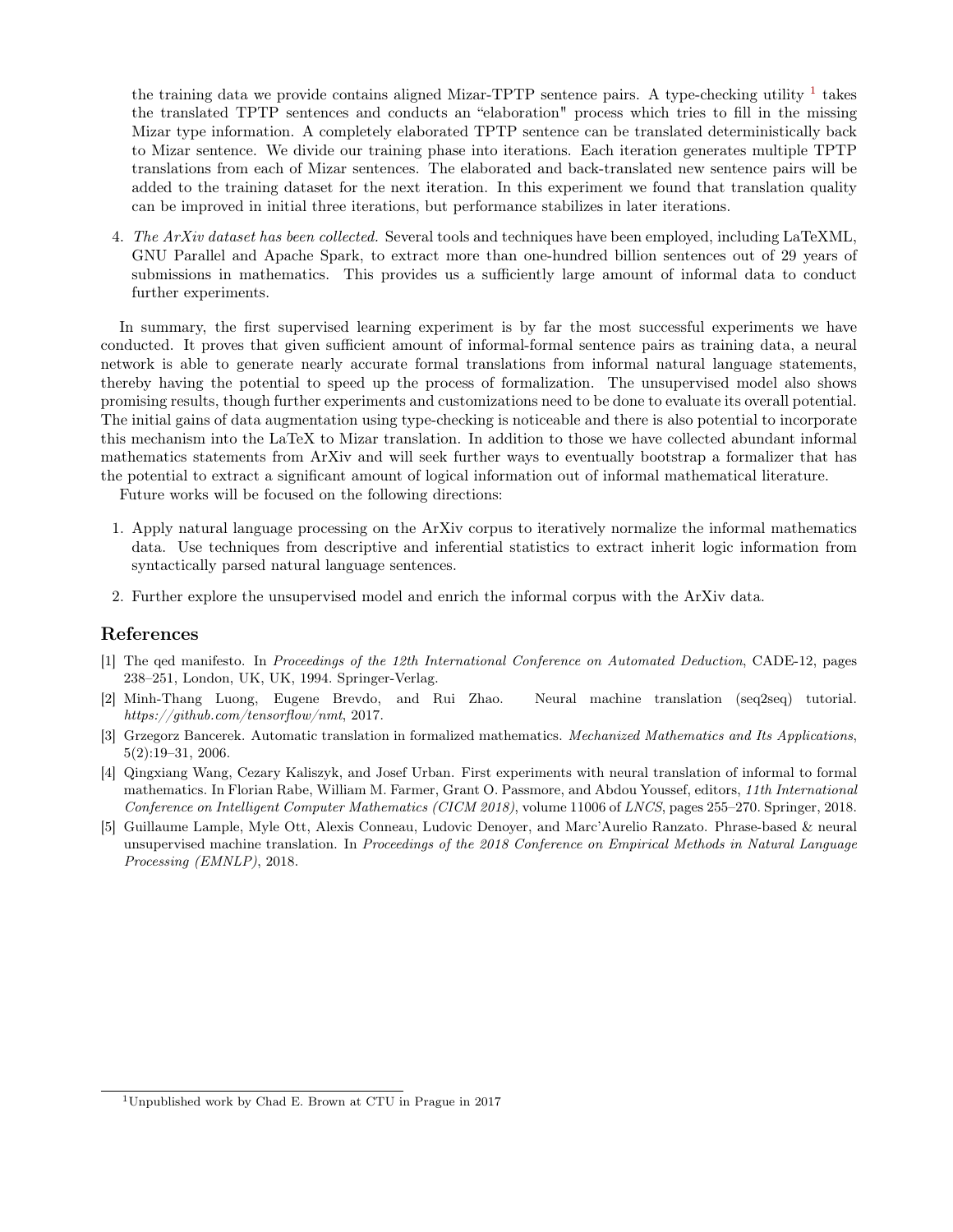the training data we provide contains aligned Mizar-TPTP sentence pairs. A type-checking utility [1] takes the translated TPTP sentences and conducts an "elaboration" process which tries to fill in the missing Mizar type information. A completely elaborated TPTP sentence can be translated deterministically back to Mizar sentence. We divide our training phase into iterations. Each iteration generates multiple TPTP translations from each of Mizar sentences. The elaborated and back-translated new sentence pairs will be added to the training dataset for the next iteration. In this experiment we found that translation quality can be improved in initial three iterations, but performance stabilizes in later iterations.

4. *The ArXiv dataset has been collected.* Several tools and techniques have been employed, including LaTeXML, GNU Parallel and Apache Spark, to extract more than one-hundred billion sentences out of 29 years of submissions in mathematics. This provides us a sufficiently large amount of informal data to conduct further experiments.

In summary, the first supervised learning experiment is by far the most successful experiments we have conducted. It proves that given sufficient amount of informal-formal sentence pairs as training data, a neural network is able to generate nearly accurate formal translations from informal natural language statements, thereby having the potential to speed up the process of formalization. The unsupervised model also shows promising results, though further experiments and customizations need to be done to evaluate its overall potential. The initial gains of data augmentation using type-checking is noticeable and there is also potential to incorporate this mechanism into the LaTeX to Mizar translation. In addition to those we have collected abundant informal mathematics statements from ArXiv and will seek further ways to eventually bootstrap a formalizer that has the potential to extract a significant amount of logical information out of informal mathematical literature.

Future works will be focused on the following directions:

1. Apply natural language processing on the ArXiv corpus to iteratively normalize the informal mathematics data. Use techniques from descriptive and inferential statistics to extract inherit logic information from syntactically parsed natural language sentences.

2. Further explore the unsupervised model and enrich the informal corpus with the ArXiv data.

## References

[1] The qed manifesto. In *Proceedings of the 12th International Conference on Automated Deduction*, CADE-12, pages 238–251, London, UK, UK, 1994. Springer-Verlag.

[2] Minh-Thang Luong, Eugene Brevdo, and Rui Zhao. Neural machine translation (seq2seq) tutorial. *https://github.com/tensorflow/nmt*, 2017.

[3] Grzegorz Bancerek. Automatic translation in formalized mathematics. *Mechanized Mathematics and Its Applications*, 5(2):19–31, 2006.

[4] Qingxiang Wang, Cezary Kaliszyk, and Josef Urban. First experiments with neural translation of informal to formal mathematics. In Florian Rabe, William M. Farmer, Grant O. Passmore, and Abdou Youssef, editors, *11th International Conference on Intelligent Computer Mathematics (CICM 2018)*, volume 11006 of *LNCS*, pages 255–270. Springer, 2018.

[5] Guillaume Lample, Myle Ott, Alexis Conneau, Ludovic Denoyer, and Marc'Aurelio Ranzato. Phrase-based & neural unsupervised machine translation. In *Proceedings of the 2018 Conference on Empirical Methods in Natural Language Processing (EMNLP)*, 2018.

[1] Unpublished work by Chad E. Brown at CTU in Prague in 2017